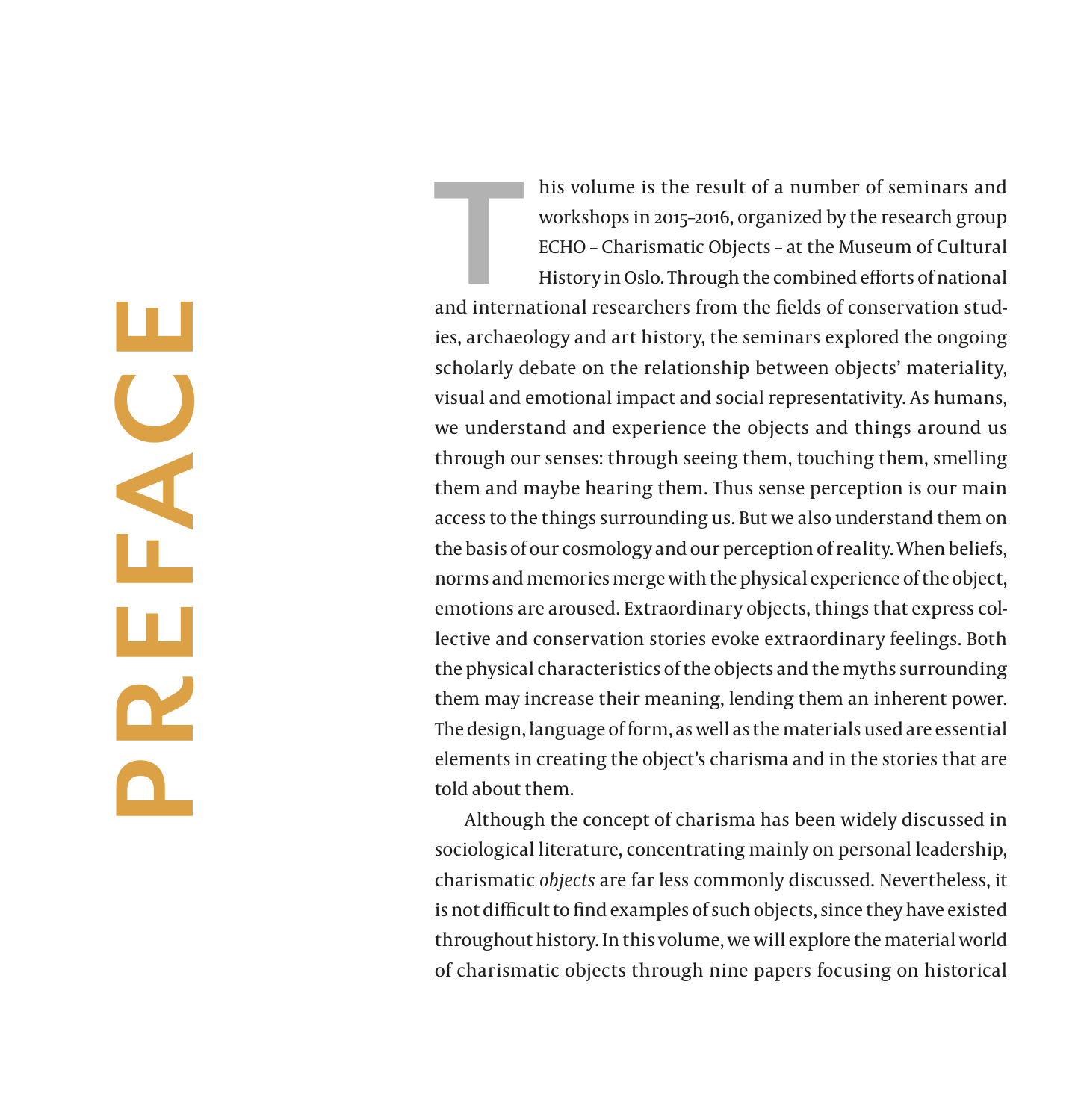# PREFACE

This volume is the result of a number of seminars and workshops in 2015–2016, organized by the research group ECHO – Charismatic Objects – at the Museum of Cultural History in Oslo. Through the combined efforts of national and international researchers from the fields of conservation studies, archaeology and art history, the seminars explored the ongoing scholarly debate on the relationship between objects' materiality, visual and emotional impact and social representativity. As humans, we understand and experience the objects and things around us through our senses: through seeing them, touching them, smelling them and maybe hearing them. Thus sense perception is our main access to the things surrounding us. But we also understand them on the basis of our cosmology and our perception of reality. When beliefs, norms and memories merge with the physical experience of the object, emotions are aroused. Extraordinary objects, things that express collective and conservation stories evoke extraordinary feelings. Both the physical characteristics of the objects and the myths surrounding them may increase their meaning, lending them an inherent power. The design, language of form, as well as the materials used are essential elements in creating the object's charisma and in the stories that are told about them.

Although the concept of charisma has been widely discussed in sociological literature, concentrating mainly on personal leadership, charismatic *objects* are far less commonly discussed. Nevertheless, it is not difficult to find examples of such objects, since they have existed throughout history. In this volume, we will explore the material world of charismatic objects through nine papers focusing on historical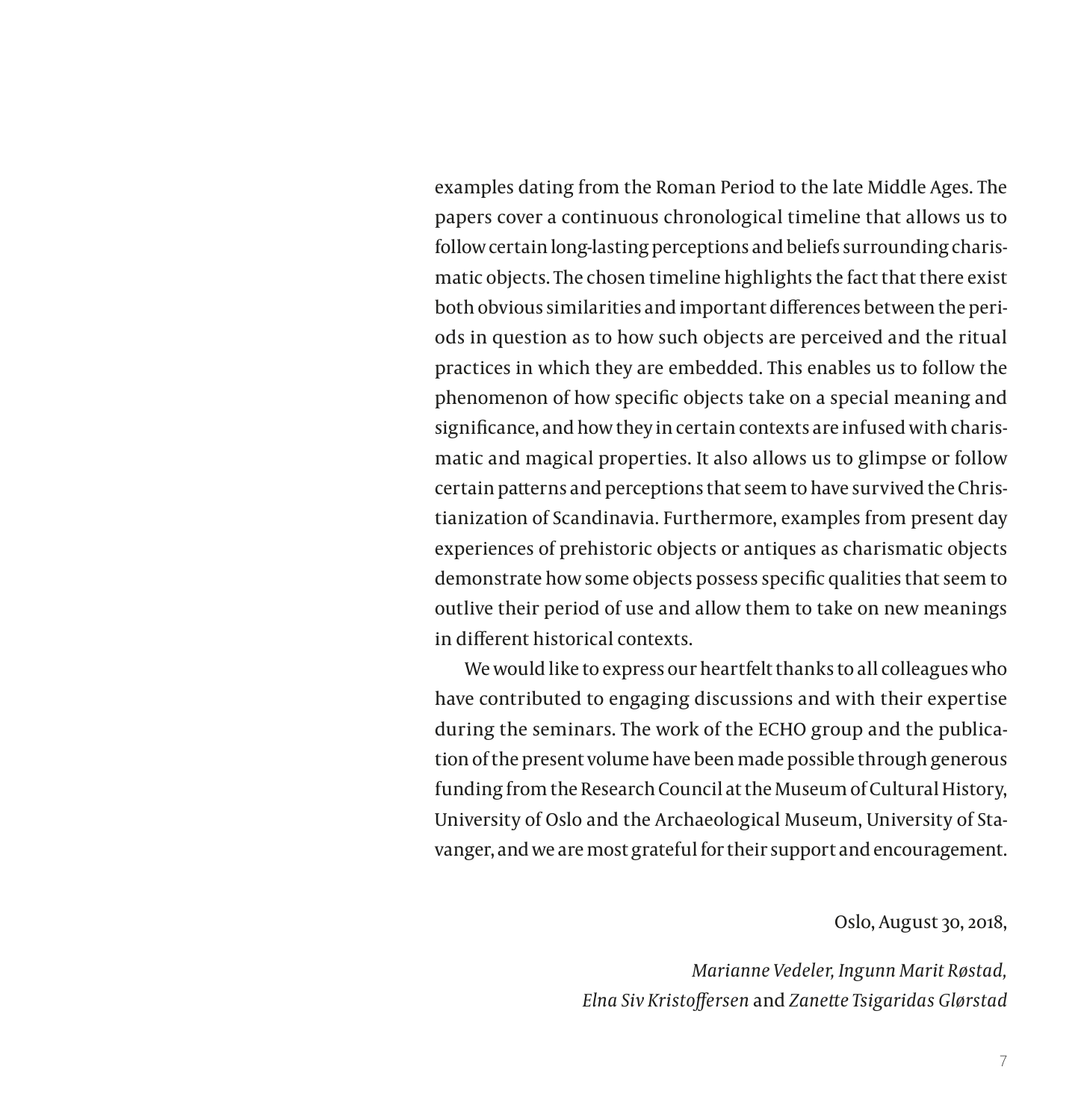examples dating from the Roman Period to the late Middle Ages. The papers cover a continuous chronological timeline that allows us to follow certain long-lasting perceptions and beliefs surrounding charismatic objects. The chosen timeline highlights the fact that there exist both obvious similarities and important differences between the periods in question as to how such objects are perceived and the ritual practices in which they are embedded. This enables us to follow the phenomenon of how specific objects take on a special meaning and significance, and how they in certain contexts are infused with charismatic and magical properties. It also allows us to glimpse or follow certain patterns and perceptions that seem to have survived the Christianization of Scandinavia. Furthermore, examples from present day experiences of prehistoric objects or antiques as charismatic objects demonstrate how some objects possess specific qualities that seem to outlive their period of use and allow them to take on new meanings in different historical contexts.

We would like to express our heartfelt thanks to all colleagues who have contributed to engaging discussions and with their expertise during the seminars. The work of the ECHO group and the publication of the present volume have been made possible through generous funding from the Research Council at the Museum of Cultural History, University of Oslo and the Archaeological Museum, University of Stavanger, and we are most grateful for their support and encouragement.

Oslo, August 30, 2018,

*Marianne Vedeler, Ingunn Marit Røstad,*
*Elna Siv Kristoffersen* and *Zanette Tsigaridas Glørstad*